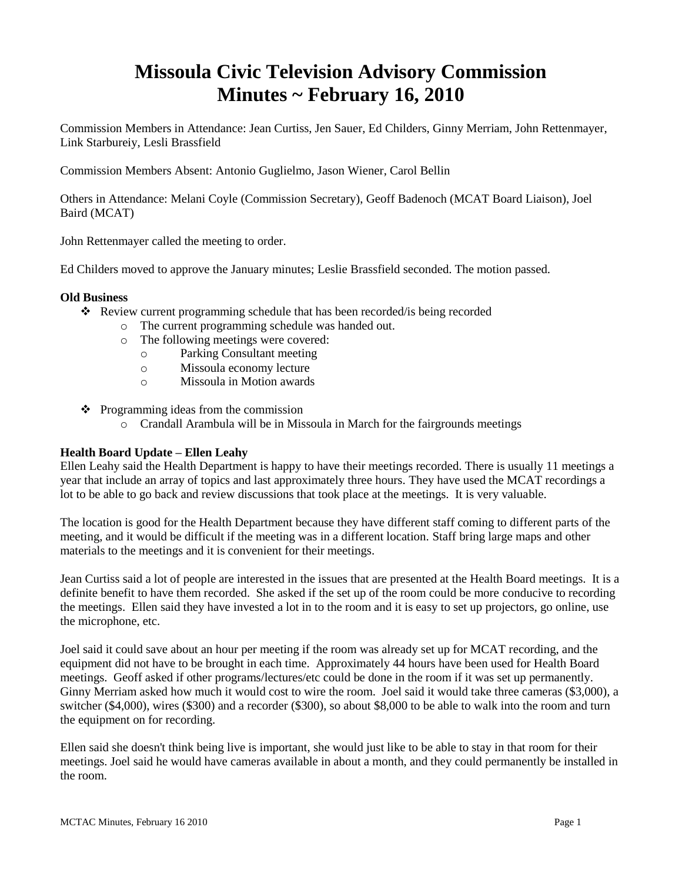# Missoula Civic Television Advisory Commission
# Minutes ~ February 16, 2010

Commission Members in Attendance: Jean Curtiss, Jen Sauer, Ed Childers, Ginny Merriam, John Rettenmayer, Link Starbureiy, Lesli Brassfield

Commission Members Absent: Antonio Guglielmo, Jason Wiener, Carol Bellin

Others in Attendance: Melani Coyle (Commission Secretary), Geoff Badenoch (MCAT Board Liaison), Joel Baird (MCAT)

John Rettenmayer called the meeting to order.

Ed Childers moved to approve the January minutes; Leslie Brassfield seconded. The motion passed.

**Old Business**

- Review current programming schedule that has been recorded/is being recorded
  - The current programming schedule was handed out.
  - The following meetings were covered:
    - Parking Consultant meeting
    - Missoula economy lecture
    - Missoula in Motion awards
- Programming ideas from the commission
  - Crandall Arambula will be in Missoula in March for the fairgrounds meetings

**Health Board Update – Ellen Leahy**

Ellen Leahy said the Health Department is happy to have their meetings recorded. There is usually 11 meetings a year that include an array of topics and last approximately three hours. They have used the MCAT recordings a lot to be able to go back and review discussions that took place at the meetings. It is very valuable.

The location is good for the Health Department because they have different staff coming to different parts of the meeting, and it would be difficult if the meeting was in a different location. Staff bring large maps and other materials to the meetings and it is convenient for their meetings.

Jean Curtiss said a lot of people are interested in the issues that are presented at the Health Board meetings. It is a definite benefit to have them recorded. She asked if the set up of the room could be more conducive to recording the meetings. Ellen said they have invested a lot in to the room and it is easy to set up projectors, go online, use the microphone, etc.

Joel said it could save about an hour per meeting if the room was already set up for MCAT recording, and the equipment did not have to be brought in each time. Approximately 44 hours have been used for Health Board meetings. Geoff asked if other programs/lectures/etc could be done in the room if it was set up permanently. Ginny Merriam asked how much it would cost to wire the room. Joel said it would take three cameras ($3,000), a switcher ($4,000), wires ($300) and a recorder ($300), so about $8,000 to be able to walk into the room and turn the equipment on for recording.

Ellen said she doesn't think being live is important, she would just like to be able to stay in that room for their meetings. Joel said he would have cameras available in about a month, and they could permanently be installed in the room.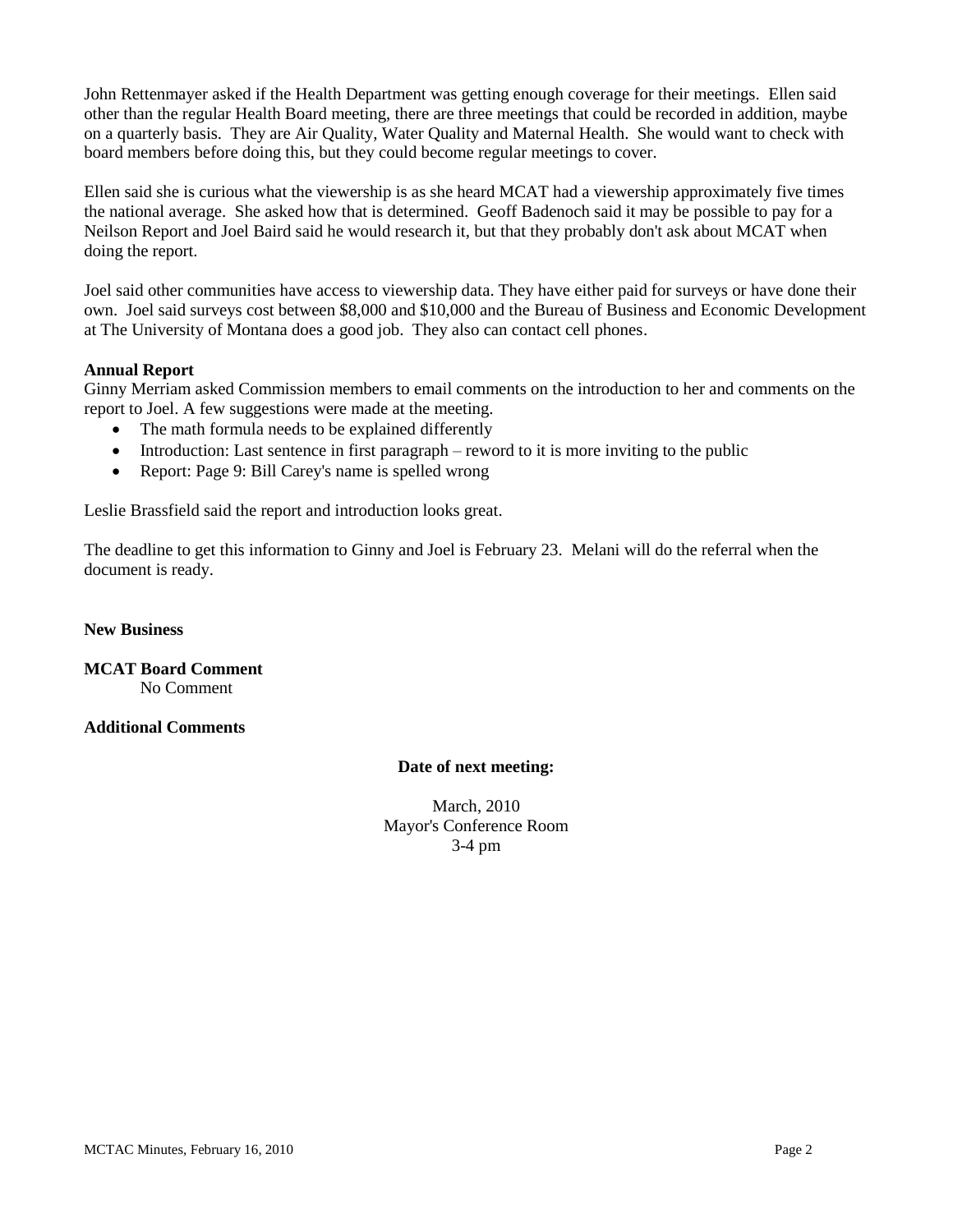John Rettenmayer asked if the Health Department was getting enough coverage for their meetings. Ellen said other than the regular Health Board meeting, there are three meetings that could be recorded in addition, maybe on a quarterly basis. They are Air Quality, Water Quality and Maternal Health. She would want to check with board members before doing this, but they could become regular meetings to cover.

Ellen said she is curious what the viewership is as she heard MCAT had a viewership approximately five times the national average. She asked how that is determined. Geoff Badenoch said it may be possible to pay for a Neilson Report and Joel Baird said he would research it, but that they probably don't ask about MCAT when doing the report.

Joel said other communities have access to viewership data. They have either paid for surveys or have done their own. Joel said surveys cost between $8,000 and $10,000 and the Bureau of Business and Economic Development at The University of Montana does a good job. They also can contact cell phones.

**Annual Report**
Ginny Merriam asked Commission members to email comments on the introduction to her and comments on the report to Joel. A few suggestions were made at the meeting.

- The math formula needs to be explained differently
- Introduction: Last sentence in first paragraph – reword to it is more inviting to the public
- Report: Page 9: Bill Carey's name is spelled wrong

Leslie Brassfield said the report and introduction looks great.

The deadline to get this information to Ginny and Joel is February 23. Melani will do the referral when the document is ready.

**New Business**

**MCAT Board Comment**
No Comment

**Additional Comments**

**Date of next meeting:**

March, 2010
Mayor's Conference Room
3-4 pm